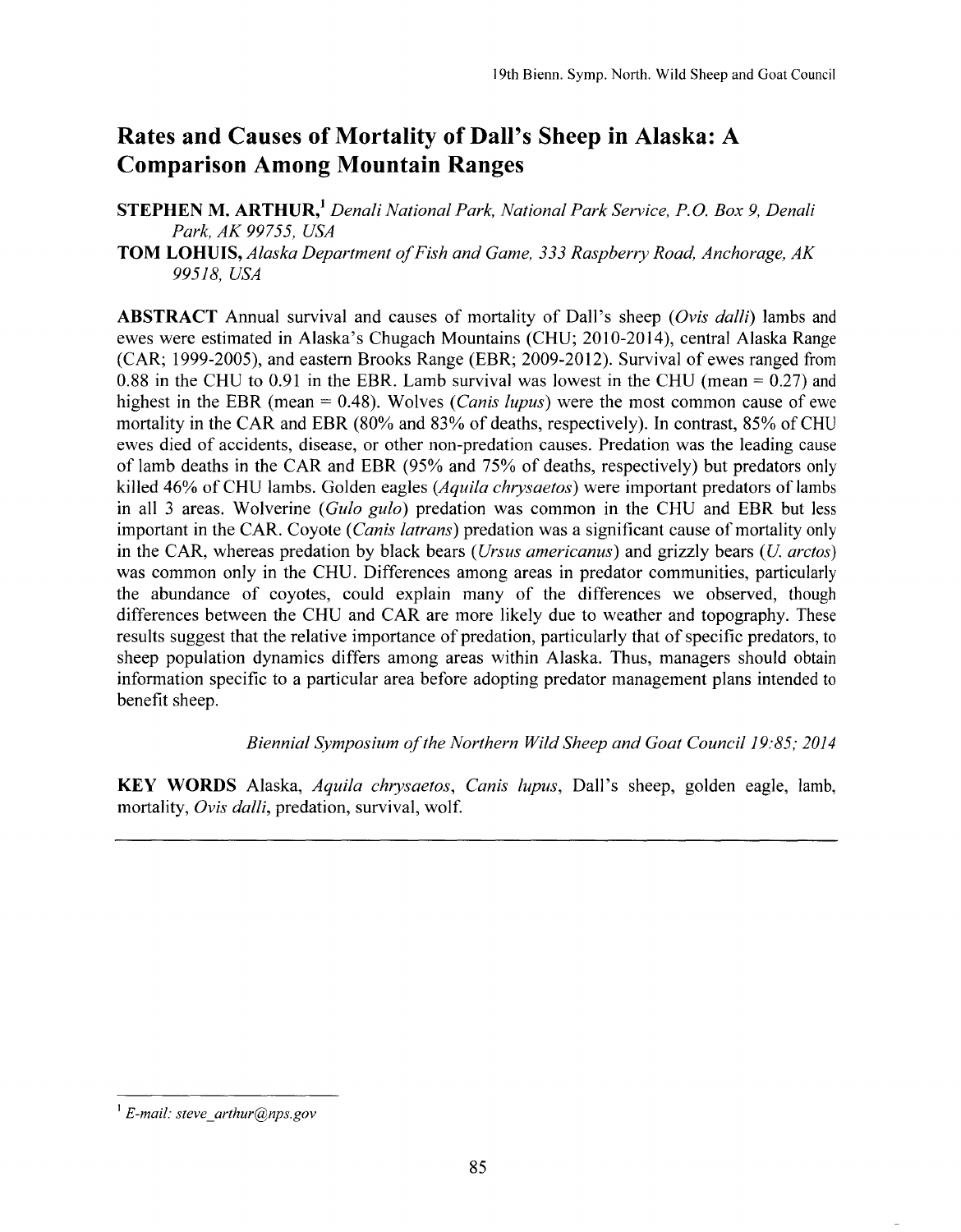# Rates and Causes of Mortality of Dall's Sheep in Alaska: A Comparison Among Mountain Ranges

**STEPHEN M. ARTHUR,**[1] *Denali National Park, National Park Service, P.O. Box 9, Denali Park, AK 99755, USA*

**TOM LOHUIS,** *Alaska Department of Fish and Game, 333 Raspberry Road, Anchorage, AK 99518, USA*

**ABSTRACT** Annual survival and causes of mortality of Dall's sheep (*Ovis dalli*) lambs and ewes were estimated in Alaska's Chugach Mountains (CHU; 2010-2014), central Alaska Range (CAR; 1999-2005), and eastern Brooks Range (EBR; 2009-2012). Survival of ewes ranged from 0.88 in the CHU to 0.91 in the EBR. Lamb survival was lowest in the CHU (mean = 0.27) and highest in the EBR (mean = 0.48). Wolves (*Canis lupus*) were the most common cause of ewe mortality in the CAR and EBR (80% and 83% of deaths, respectively). In contrast, 85% of CHU ewes died of accidents, disease, or other non-predation causes. Predation was the leading cause of lamb deaths in the CAR and EBR (95% and 75% of deaths, respectively) but predators only killed 46% of CHU lambs. Golden eagles (*Aquila chrysaetos*) were important predators of lambs in all 3 areas. Wolverine (*Gulo gulo*) predation was common in the CHU and EBR but less important in the CAR. Coyote (*Canis latrans*) predation was a significant cause of mortality only in the CAR, whereas predation by black bears (*Ursus americanus*) and grizzly bears (*U. arctos*) was common only in the CHU. Differences among areas in predator communities, particularly the abundance of coyotes, could explain many of the differences we observed, though differences between the CHU and CAR are more likely due to weather and topography. These results suggest that the relative importance of predation, particularly that of specific predators, to sheep population dynamics differs among areas within Alaska. Thus, managers should obtain information specific to a particular area before adopting predator management plans intended to benefit sheep.

*Biennial Symposium of the Northern Wild Sheep and Goat Council 19:85; 2014*

**KEY WORDS** Alaska, *Aquila chrysaetos*, *Canis lupus*, Dall's sheep, golden eagle, lamb, mortality, *Ovis dalli*, predation, survival, wolf.

---

[1] *E-mail: steve_arthur@nps.gov*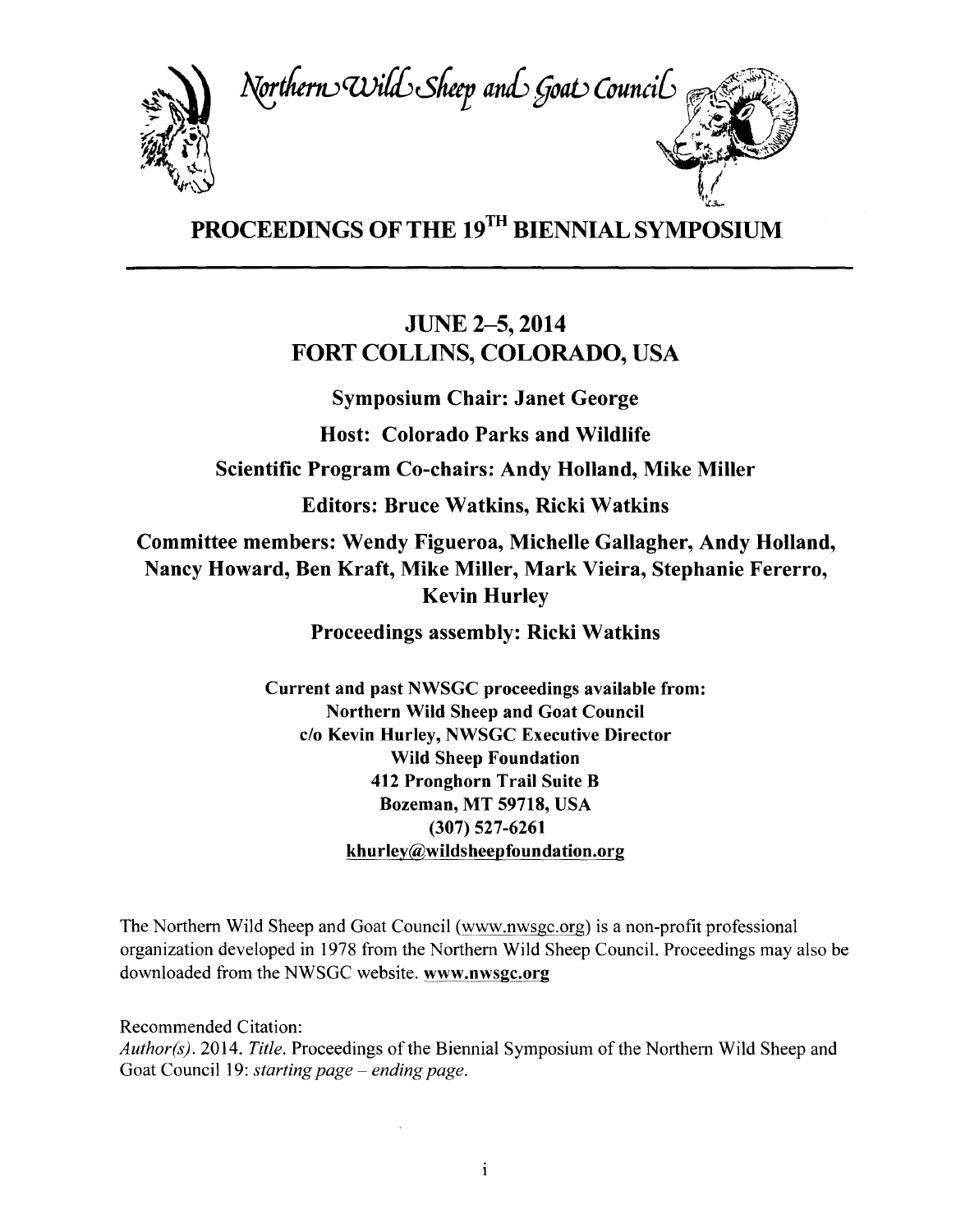Northern Wild Sheep and Goat Council

# PROCEEDINGS OF THE 19TH BIENNIAL SYMPOSIUM

## JUNE 2–5, 2014
## FORT COLLINS, COLORADO, USA

**Symposium Chair: Janet George**

**Host: Colorado Parks and Wildlife**

**Scientific Program Co-chairs: Andy Holland, Mike Miller**

**Editors: Bruce Watkins, Ricki Watkins**

**Committee members: Wendy Figueroa, Michelle Gallagher, Andy Holland, Nancy Howard, Ben Kraft, Mike Miller, Mark Vieira, Stephanie Fererro, Kevin Hurley**

**Proceedings assembly: Ricki Watkins**

**Current and past NWSGC proceedings available from:**
**Northern Wild Sheep and Goat Council**
**c/o Kevin Hurley, NWSGC Executive Director**
**Wild Sheep Foundation**
**412 Pronghorn Trail Suite B**
**Bozeman, MT 59718, USA**
**(307) 527-6261**
**khurley@wildsheepfoundation.org**

The Northern Wild Sheep and Goat Council (www.nwsgc.org) is a non-profit professional organization developed in 1978 from the Northern Wild Sheep Council. Proceedings may also be downloaded from the NWSGC website. **www.nwsgc.org**

Recommended Citation:
*Author(s)*. 2014. *Title*. Proceedings of the Biennial Symposium of the Northern Wild Sheep and Goat Council 19: *starting page – ending page*.